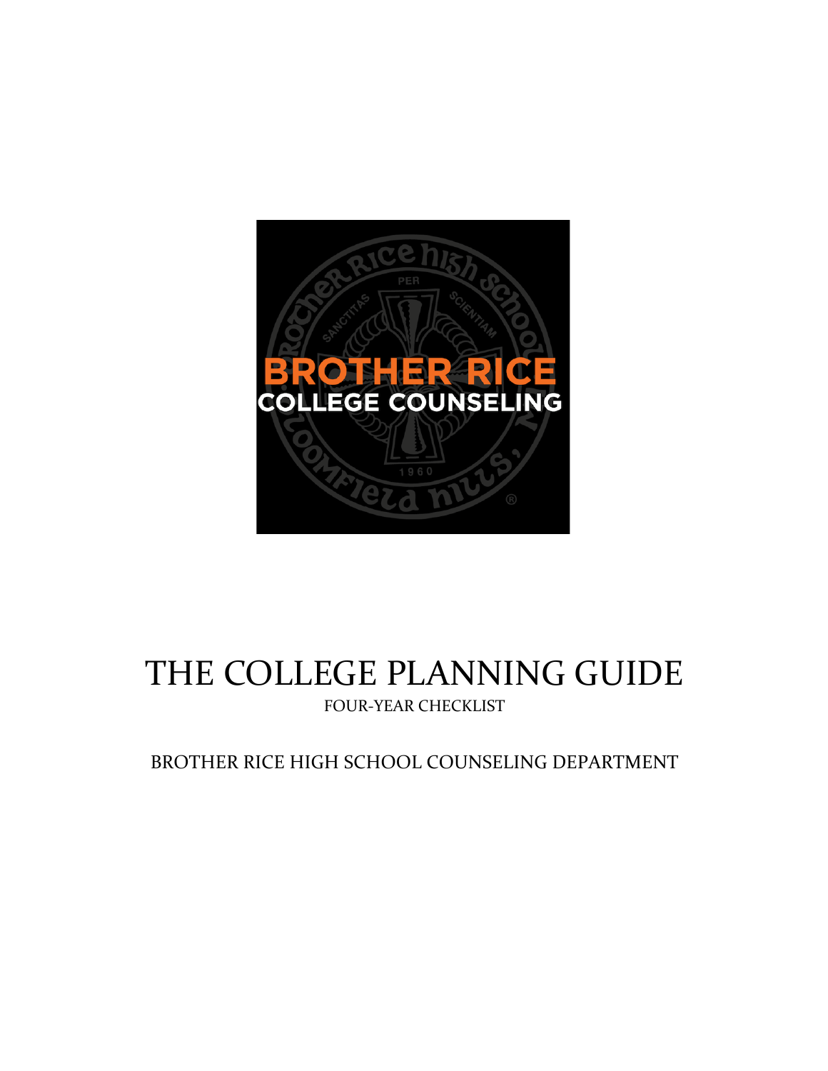# THE COLLEGE PLANNING GUIDE

FOUR-YEAR CHECKLIST

BROTHER RICE HIGH SCHOOL COUNSELING DEPARTMENT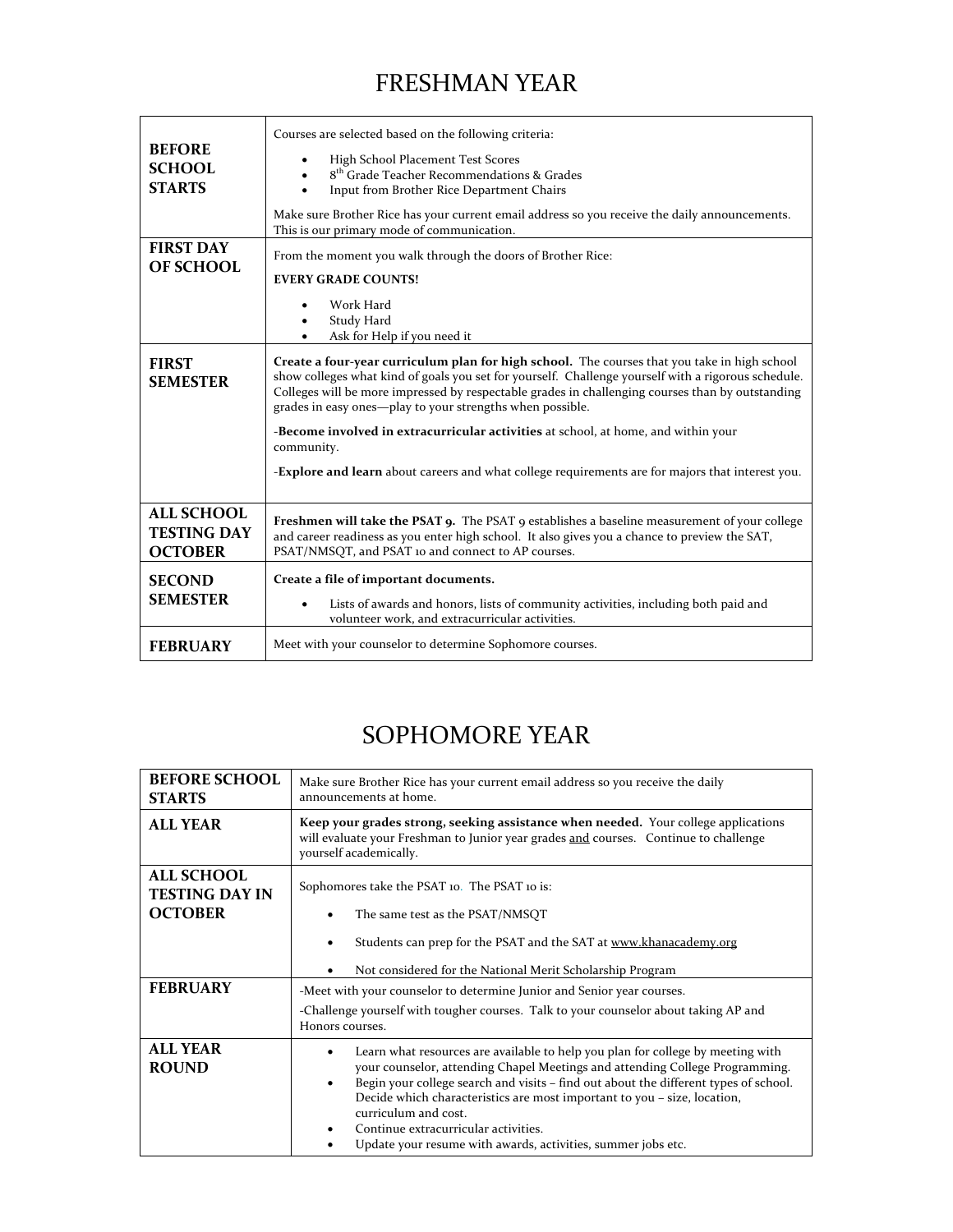# FRESHMAN YEAR

| | |
|---|---|
| **BEFORE SCHOOL STARTS** | Courses are selected based on the following criteria:<br>• High School Placement Test Scores<br>• 8th Grade Teacher Recommendations & Grades<br>• Input from Brother Rice Department Chairs<br><br>Make sure Brother Rice has your current email address so you receive the daily announcements. This is our primary mode of communication. |
| **FIRST DAY OF SCHOOL** | From the moment you walk through the doors of Brother Rice:<br>**EVERY GRADE COUNTS!**<br>• Work Hard<br>• Study Hard<br>• Ask for Help if you need it |
| **FIRST SEMESTER** | **Create a four-year curriculum plan for high school.** The courses that you take in high school show colleges what kind of goals you set for yourself. Challenge yourself with a rigorous schedule. Colleges will be more impressed by respectable grades in challenging courses than by outstanding grades in easy ones—play to your strengths when possible.<br><br>-**Become involved in extracurricular activities** at school, at home, and within your community.<br><br>-**Explore and learn** about careers and what college requirements are for majors that interest you. |
| **ALL SCHOOL TESTING DAY OCTOBER** | **Freshmen will take the PSAT 9.** The PSAT 9 establishes a baseline measurement of your college and career readiness as you enter high school. It also gives you a chance to preview the SAT, PSAT/NMSQT, and PSAT 10 and connect to AP courses. |
| **SECOND SEMESTER** | **Create a file of important documents.**<br>• Lists of awards and honors, lists of community activities, including both paid and volunteer work, and extracurricular activities. |
| **FEBRUARY** | Meet with your counselor to determine Sophomore courses. |

# SOPHOMORE YEAR

| | |
|---|---|
| **BEFORE SCHOOL STARTS** | Make sure Brother Rice has your current email address so you receive the daily announcements at home. |
| **ALL YEAR** | **Keep your grades strong, seeking assistance when needed.** Your college applications will evaluate your Freshman to Junior year grades <u>and</u> courses. Continue to challenge yourself academically. |
| **ALL SCHOOL TESTING DAY IN OCTOBER** | Sophomores take the PSAT 10. The PSAT 10 is:<br>• The same test as the PSAT/NMSQT<br>• Students can prep for the PSAT and the SAT at www.khanacademy.org<br>• Not considered for the National Merit Scholarship Program |
| **FEBRUARY** | -Meet with your counselor to determine Junior and Senior year courses.<br>-Challenge yourself with tougher courses. Talk to your counselor about taking AP and Honors courses. |
| **ALL YEAR ROUND** | • Learn what resources are available to help you plan for college by meeting with your counselor, attending Chapel Meetings and attending College Programming.<br>• Begin your college search and visits – find out about the different types of school. Decide which characteristics are most important to you – size, location, curriculum and cost.<br>• Continue extracurricular activities.<br>• Update your resume with awards, activities, summer jobs etc. |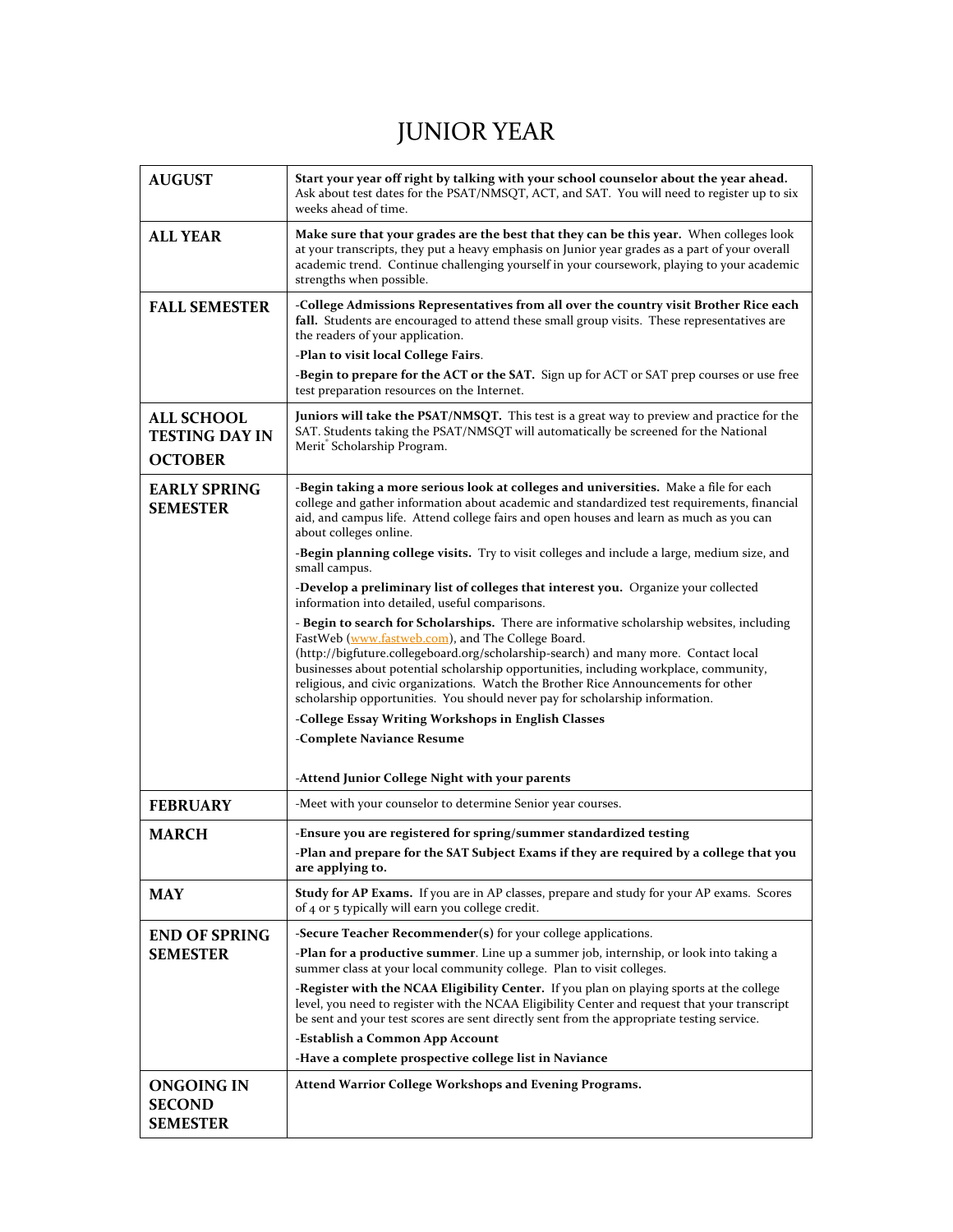# JUNIOR YEAR

| | |
|---|---|
| **AUGUST** | **Start your year off right by talking with your school counselor about the year ahead.** Ask about test dates for the PSAT/NMSQT, ACT, and SAT. You will need to register up to six weeks ahead of time. |
| **ALL YEAR** | **Make sure that your grades are the best that they can be this year.** When colleges look at your transcripts, they put a heavy emphasis on Junior year grades as a part of your overall academic trend. Continue challenging yourself in your coursework, playing to your academic strengths when possible. |
| **FALL SEMESTER** | -**College Admissions Representatives from all over the country visit Brother Rice each fall.** Students are encouraged to attend these small group visits. These representatives are the readers of your application.<br>-**Plan to visit local College Fairs**.<br>-**Begin to prepare for the ACT or the SAT.** Sign up for ACT or SAT prep courses or use free test preparation resources on the Internet. |
| **ALL SCHOOL TESTING DAY IN OCTOBER** | **Juniors will take the PSAT/NMSQT.** This test is a great way to preview and practice for the SAT. Students taking the PSAT/NMSQT will automatically be screened for the National Merit® Scholarship Program. |
| **EARLY SPRING SEMESTER** | -**Begin taking a more serious look at colleges and universities.** Make a file for each college and gather information about academic and standardized test requirements, financial aid, and campus life. Attend college fairs and open houses and learn as much as you can about colleges online.<br>-**Begin planning college visits.** Try to visit colleges and include a large, medium size, and small campus.<br>-**Develop a preliminary list of colleges that interest you.** Organize your collected information into detailed, useful comparisons.<br>- **Begin to search for Scholarships.** There are informative scholarship websites, including FastWeb (www.fastweb.com), and The College Board. (http://bigfuture.collegeboard.org/scholarship-search) and many more. Contact local businesses about potential scholarship opportunities, including workplace, community, religious, and civic organizations. Watch the Brother Rice Announcements for other scholarship opportunities. You should never pay for scholarship information.<br>-**College Essay Writing Workshops in English Classes**<br>-**Complete Naviance Resume**<br><br>-**Attend Junior College Night with your parents** |
| **FEBRUARY** | -Meet with your counselor to determine Senior year courses. |
| **MARCH** | -**Ensure you are registered for spring/summer standardized testing**<br>-**Plan and prepare for the SAT Subject Exams if they are required by a college that you are applying to.** |
| **MAY** | **Study for AP Exams.** If you are in AP classes, prepare and study for your AP exams. Scores of 4 or 5 typically will earn you college credit. |
| **END OF SPRING SEMESTER** | -**Secure Teacher Recommender(s)** for your college applications.<br>-**Plan for a productive summer**. Line up a summer job, internship, or look into taking a summer class at your local community college. Plan to visit colleges.<br>-**Register with the NCAA Eligibility Center.** If you plan on playing sports at the college level, you need to register with the NCAA Eligibility Center and request that your transcript be sent and your test scores are sent directly sent from the appropriate testing service.<br>-**Establish a Common App Account**<br>-**Have a complete prospective college list in Naviance** |
| **ONGOING IN SECOND SEMESTER** | **Attend Warrior College Workshops and Evening Programs.** |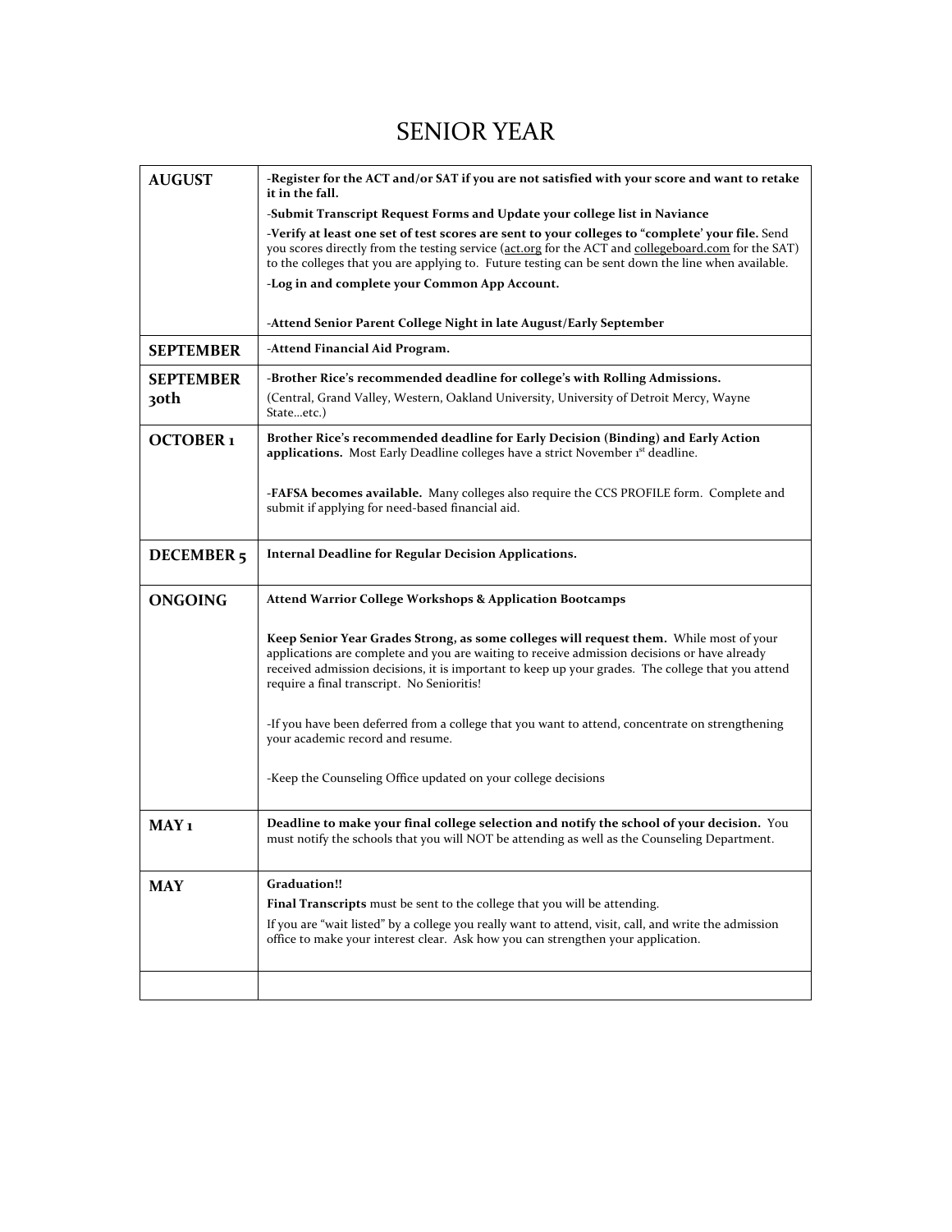# SENIOR YEAR

| | |
|---|---|
| **AUGUST** | -**Register for the ACT and/or SAT if you are not satisfied with your score and want to retake it in the fall.**<br>-**Submit Transcript Request Forms and Update your college list in Naviance**<br>-**Verify at least one set of test scores are sent to your colleges to "complete' your file.** Send you scores directly from the testing service (act.org for the ACT and collegeboard.com for the SAT) to the colleges that you are applying to. Future testing can be sent down the line when available.<br>-**Log in and complete your Common App Account.**<br><br>-**Attend Senior Parent College Night in late August/Early September** |
| **SEPTEMBER** | -**Attend Financial Aid Program.** |
| **SEPTEMBER 30th** | -**Brother Rice's recommended deadline for college's with Rolling Admissions.**<br>(Central, Grand Valley, Western, Oakland University, University of Detroit Mercy, Wayne State…etc.) |
| **OCTOBER 1** | **Brother Rice's recommended deadline for Early Decision (Binding) and Early Action applications.** Most Early Deadline colleges have a strict November 1st deadline.<br><br>-**FAFSA becomes available.** Many colleges also require the CCS PROFILE form. Complete and submit if applying for need-based financial aid. |
| **DECEMBER 5** | **Internal Deadline for Regular Decision Applications.** |
| **ONGOING** | **Attend Warrior College Workshops & Application Bootcamps**<br><br>**Keep Senior Year Grades Strong, as some colleges will request them.** While most of your applications are complete and you are waiting to receive admission decisions or have already received admission decisions, it is important to keep up your grades. The college that you attend require a final transcript. No Senioritis!<br><br>-If you have been deferred from a college that you want to attend, concentrate on strengthening your academic record and resume.<br><br>-Keep the Counseling Office updated on your college decisions |
| **MAY 1** | **Deadline to make your final college selection and notify the school of your decision.** You must notify the schools that you will NOT be attending as well as the Counseling Department. |
| **MAY** | **Graduation!!**<br>**Final Transcripts** must be sent to the college that you will be attending.<br>If you are "wait listed" by a college you really want to attend, visit, call, and write the admission office to make your interest clear. Ask how you can strengthen your application. |
| | |